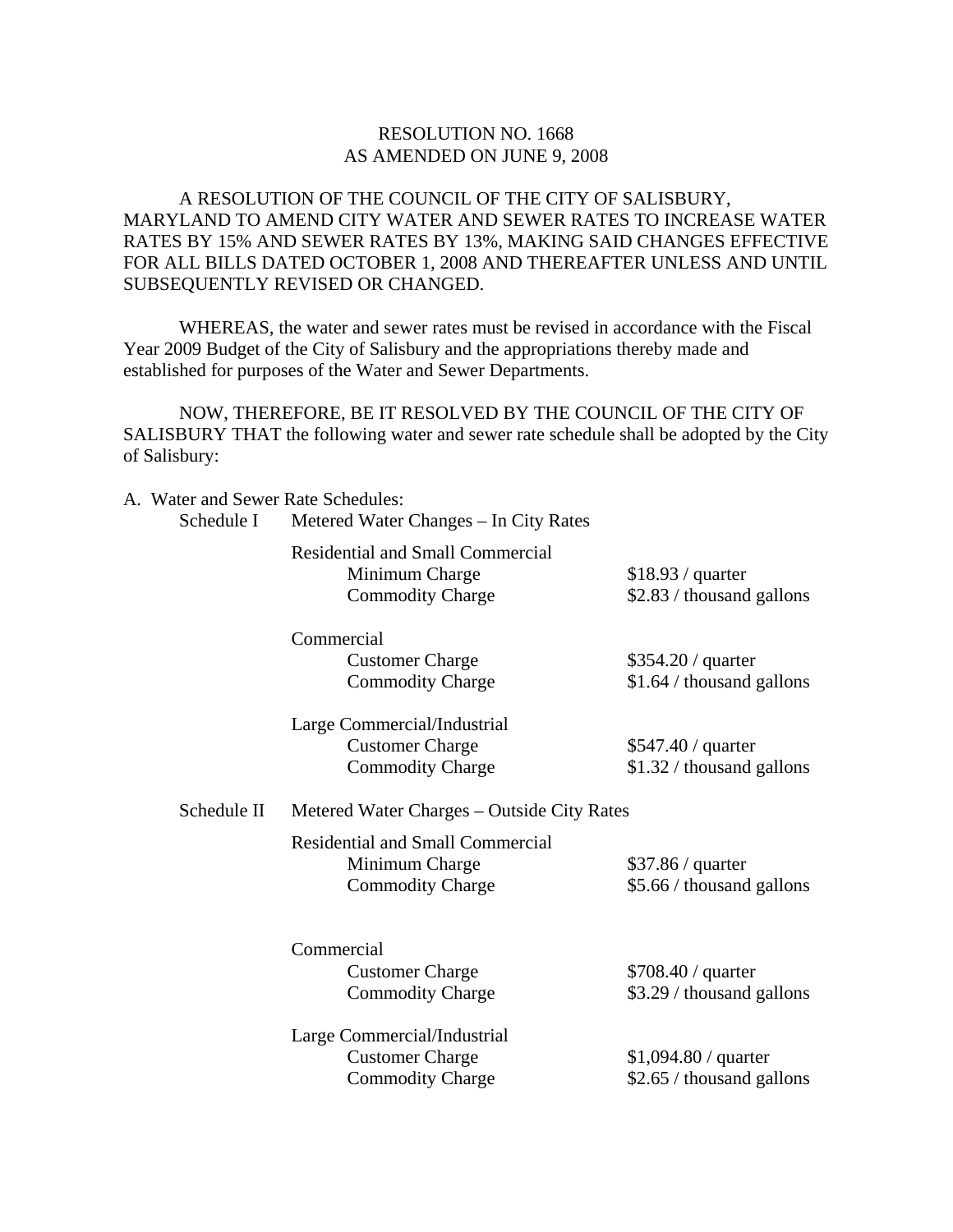RESOLUTION NO. 1668
AS AMENDED ON JUNE 9, 2008

A RESOLUTION OF THE COUNCIL OF THE CITY OF SALISBURY, MARYLAND TO AMEND CITY WATER AND SEWER RATES TO INCREASE WATER RATES BY 15% AND SEWER RATES BY 13%, MAKING SAID CHANGES EFFECTIVE FOR ALL BILLS DATED OCTOBER 1, 2008 AND THEREAFTER UNLESS AND UNTIL SUBSEQUENTLY REVISED OR CHANGED.

WHEREAS, the water and sewer rates must be revised in accordance with the Fiscal Year 2009 Budget of the City of Salisbury and the appropriations thereby made and established for purposes of the Water and Sewer Departments.

NOW, THEREFORE, BE IT RESOLVED BY THE COUNCIL OF THE CITY OF SALISBURY THAT the following water and sewer rate schedule shall be adopted by the City of Salisbury:

A. Water and Sewer Rate Schedules:

Schedule I Metered Water Changes – In City Rates

Residential and Small Commercial

| | |
|---|---|
| Minimum Charge | $18.93 / quarter |
| Commodity Charge | $2.83 / thousand gallons |

Commercial

| | |
|---|---|
| Customer Charge | $354.20 / quarter |
| Commodity Charge | $1.64 / thousand gallons |

Large Commercial/Industrial

| | |
|---|---|
| Customer Charge | $547.40 / quarter |
| Commodity Charge | $1.32 / thousand gallons |

Schedule II Metered Water Charges – Outside City Rates

Residential and Small Commercial

| | |
|---|---|
| Minimum Charge | $37.86 / quarter |
| Commodity Charge | $5.66 / thousand gallons |

Commercial

| | |
|---|---|
| Customer Charge | $708.40 / quarter |
| Commodity Charge | $3.29 / thousand gallons |

Large Commercial/Industrial

| | |
|---|---|
| Customer Charge | $1,094.80 / quarter |
| Commodity Charge | $2.65 / thousand gallons |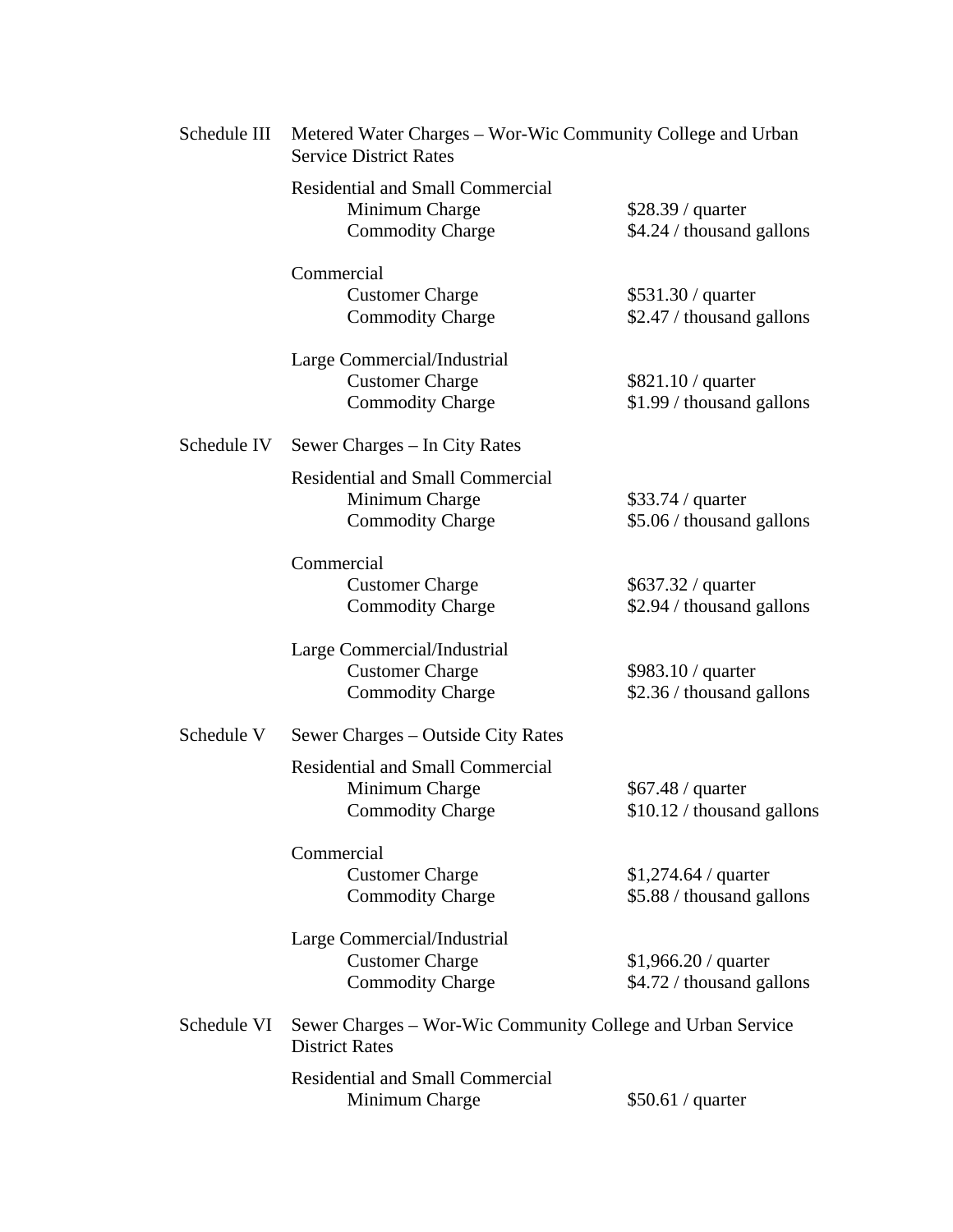Schedule III Metered Water Charges – Wor-Wic Community College and Urban Service District Rates

Residential and Small Commercial

| | |
|---|---|
| Minimum Charge | $28.39 / quarter |
| Commodity Charge | $4.24 / thousand gallons |

Commercial

| | |
|---|---|
| Customer Charge | $531.30 / quarter |
| Commodity Charge | $2.47 / thousand gallons |

Large Commercial/Industrial

| | |
|---|---|
| Customer Charge | $821.10 / quarter |
| Commodity Charge | $1.99 / thousand gallons |

Schedule IV Sewer Charges – In City Rates

Residential and Small Commercial

| | |
|---|---|
| Minimum Charge | $33.74 / quarter |
| Commodity Charge | $5.06 / thousand gallons |

Commercial

| | |
|---|---|
| Customer Charge | $637.32 / quarter |
| Commodity Charge | $2.94 / thousand gallons |

Large Commercial/Industrial

| | |
|---|---|
| Customer Charge | $983.10 / quarter |
| Commodity Charge | $2.36 / thousand gallons |

Schedule V Sewer Charges – Outside City Rates

Residential and Small Commercial

| | |
|---|---|
| Minimum Charge | $67.48 / quarter |
| Commodity Charge | $10.12 / thousand gallons |

Commercial

| | |
|---|---|
| Customer Charge | $1,274.64 / quarter |
| Commodity Charge | $5.88 / thousand gallons |

Large Commercial/Industrial

| | |
|---|---|
| Customer Charge | $1,966.20 / quarter |
| Commodity Charge | $4.72 / thousand gallons |

Schedule VI Sewer Charges – Wor-Wic Community College and Urban Service District Rates

Residential and Small Commercial

| | |
|---|---|
| Minimum Charge | $50.61 / quarter |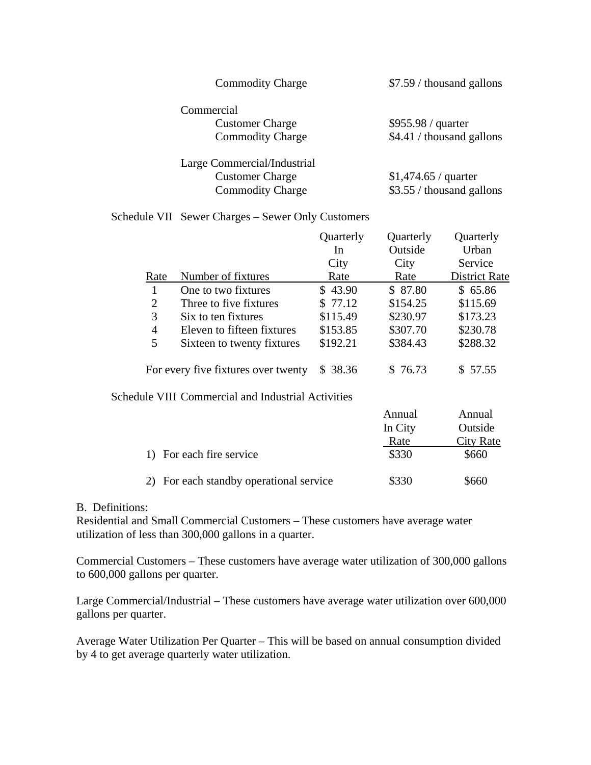| | |
|---|---|
| Commodity Charge | \$7.59 / thousand gallons |
| **Commercial** | |
| Customer Charge | \$955.98 / quarter |
| Commodity Charge | \$4.41 / thousand gallons |
| **Large Commercial/Industrial** | |
| Customer Charge | \$1,474.65 / quarter |
| Commodity Charge | \$3.55 / thousand gallons |

Schedule VII Sewer Charges – Sewer Only Customers

| Rate | Number of fixtures | Quarterly In City Rate | Quarterly Outside City Rate | Quarterly Urban Service District Rate |
|---|---|---|---|---|
| 1 | One to two fixtures | \$ 43.90 | \$ 87.80 | \$ 65.86 |
| 2 | Three to five fixtures | \$ 77.12 | \$154.25 | \$115.69 |
| 3 | Six to ten fixtures | \$115.49 | \$230.97 | \$173.23 |
| 4 | Eleven to fifteen fixtures | \$153.85 | \$307.70 | \$230.78 |
| 5 | Sixteen to twenty fixtures | \$192.21 | \$384.43 | \$288.32 |
| | For every five fixtures over twenty | \$ 38.36 | \$ 76.73 | \$ 57.55 |

Schedule VIII Commercial and Industrial Activities

| | Annual In City Rate | Annual Outside City Rate |
|---|---|---|
| 1) For each fire service | \$330 | \$660 |
| 2) For each standby operational service | \$330 | \$660 |

B. Definitions:

Residential and Small Commercial Customers – These customers have average water utilization of less than 300,000 gallons in a quarter.

Commercial Customers – These customers have average water utilization of 300,000 gallons to 600,000 gallons per quarter.

Large Commercial/Industrial – These customers have average water utilization over 600,000 gallons per quarter.

Average Water Utilization Per Quarter – This will be based on annual consumption divided by 4 to get average quarterly water utilization.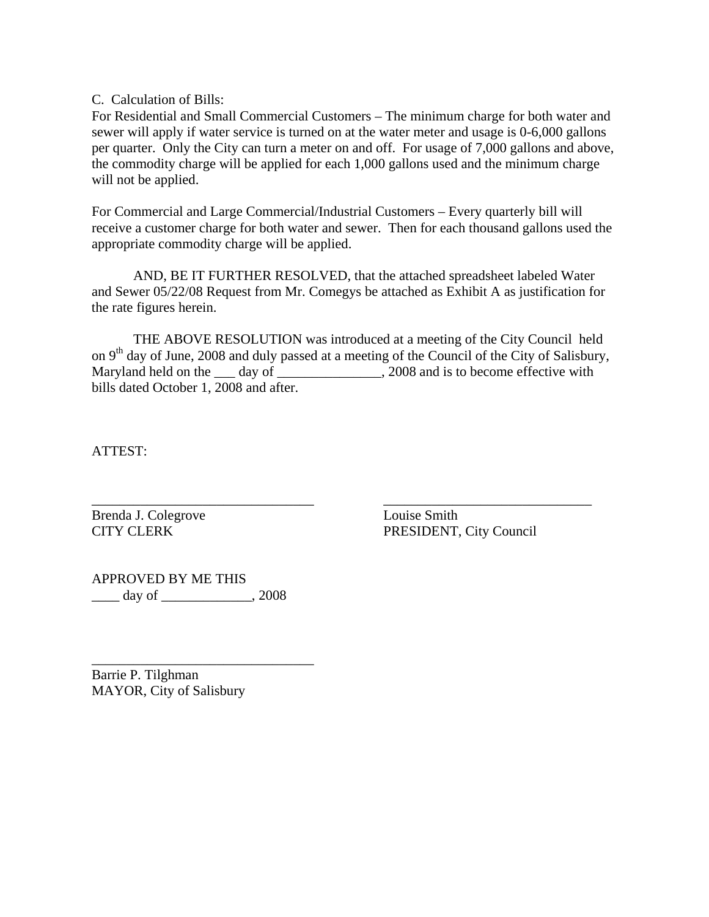C. Calculation of Bills:

For Residential and Small Commercial Customers – The minimum charge for both water and sewer will apply if water service is turned on at the water meter and usage is 0-6,000 gallons per quarter. Only the City can turn a meter on and off. For usage of 7,000 gallons and above, the commodity charge will be applied for each 1,000 gallons used and the minimum charge will not be applied.

For Commercial and Large Commercial/Industrial Customers – Every quarterly bill will receive a customer charge for both water and sewer. Then for each thousand gallons used the appropriate commodity charge will be applied.

AND, BE IT FURTHER RESOLVED, that the attached spreadsheet labeled Water and Sewer 05/22/08 Request from Mr. Comegys be attached as Exhibit A as justification for the rate figures herein.

THE ABOVE RESOLUTION was introduced at a meeting of the City Council held on 9th day of June, 2008 and duly passed at a meeting of the Council of the City of Salisbury, Maryland held on the ___ day of _______________, 2008 and is to become effective with bills dated October 1, 2008 and after.

ATTEST:

________________________________
Brenda J. Colegrove
CITY CLERK

________________________________
Louise Smith
PRESIDENT, City Council

APPROVED BY ME THIS
____ day of _____________, 2008

________________________________
Barrie P. Tilghman
MAYOR, City of Salisbury